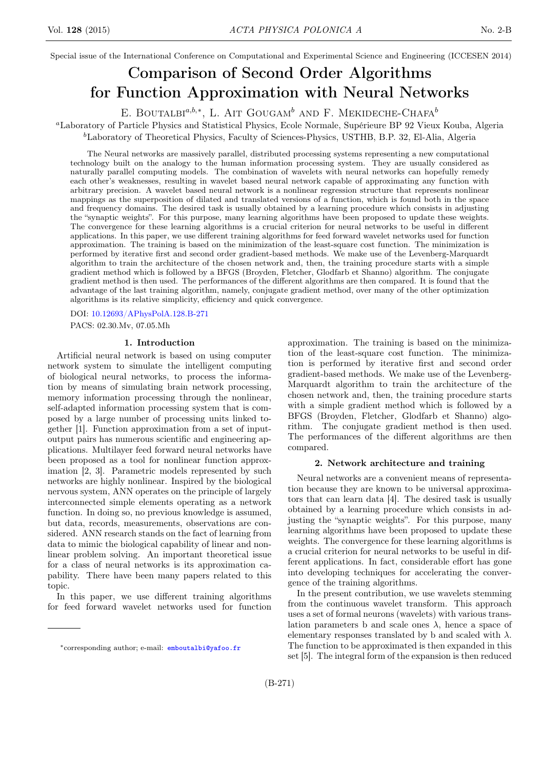Special issue of the International Conference on Computational and Experimental Science and Engineering (ICCESEN 2014)

# Comparison of Second Order Algorithms for Function Approximation with Neural Networks

E. Boutalbi[a,b,*], L. Ait Gougam[b] and F. Mekideche-Chafa[b]

[a]Laboratory of Particle Physics and Statistical Physics, Ecole Normale, Supérieure BP 92 Vieux Kouba, Algeria

[b]Laboratory of Theoretical Physics, Faculty of Sciences-Physics, USTHB, B.P. 32, El-Alia, Algeria

The Neural networks are massively parallel, distributed processing systems representing a new computational technology built on the analogy to the human information processing system. They are usually considered as naturally parallel computing models. The combination of wavelets with neural networks can hopefully remedy each other's weaknesses, resulting in wavelet based neural network capable of approximating any function with arbitrary precision. A wavelet based neural network is a nonlinear regression structure that represents nonlinear mappings as the superposition of dilated and translated versions of a function, which is found both in the space and frequency domains. The desired task is usually obtained by a learning procedure which consists in adjusting the "synaptic weights". For this purpose, many learning algorithms have been proposed to update these weights. The convergence for these learning algorithms is a crucial criterion for neural networks to be useful in different applications. In this paper, we use different training algorithms for feed forward wavelet networks used for function approximation. The training is based on the minimization of the least-square cost function. The minimization is performed by iterative first and second order gradient-based methods. We make use of the Levenberg-Marquardt algorithm to train the architecture of the chosen network and, then, the training procedure starts with a simple gradient method which is followed by a BFGS (Broyden, Fletcher, Glodfarb et Shanno) algorithm. The conjugate gradient method is then used. The performances of the different algorithms are then compared. It is found that the advantage of the last training algorithm, namely, conjugate gradient method, over many of the other optimization algorithms is its relative simplicity, efficiency and quick convergence.

DOI: 10.12693/APhysPolA.128.B-271

PACS: 02.30.Mv, 07.05.Mh

## 1. Introduction

Artificial neural network is based on using computer network system to simulate the intelligent computing of biological neural networks, to process the information by means of simulating brain network processing, memory information processing through the nonlinear, self-adapted information processing system that is composed by a large number of processing units linked together [1]. Function approximation from a set of input-output pairs has numerous scientific and engineering applications. Multilayer feed forward neural networks have been proposed as a tool for nonlinear function approximation [2, 3]. Parametric models represented by such networks are highly nonlinear. Inspired by the biological nervous system, ANN operates on the principle of largely interconnected simple elements operating as a network function. In doing so, no previous knowledge is assumed, but data, records, measurements, observations are considered. ANN research stands on the fact of learning from data to mimic the biological capability of linear and nonlinear problem solving. An important theoretical issue for a class of neural networks is its approximation capability. There have been many papers related to this topic.

In this paper, we use different training algorithms for feed forward wavelet networks used for function approximation. The training is based on the minimization of the least-square cost function. The minimization is performed by iterative first and second order gradient-based methods. We make use of the Levenberg-Marquardt algorithm to train the architecture of the chosen network and, then, the training procedure starts with a simple gradient method which is followed by a BFGS (Broyden, Fletcher, Glodfarb et Shanno) algorithm. The conjugate gradient method is then used. The performances of the different algorithms are then compared.

## 2. Network architecture and training

Neural networks are a convenient means of representation because they are known to be universal approximators that can learn data [4]. The desired task is usually obtained by a learning procedure which consists in adjusting the "synaptic weights". For this purpose, many learning algorithms have been proposed to update these weights. The convergence for these learning algorithms is a crucial criterion for neural networks to be useful in different applications. In fact, considerable effort has gone into developing techniques for accelerating the convergence of the training algorithms.

In the present contribution, we use wavelets stemming from the continuous wavelet transform. This approach uses a set of formal neurons (wavelets) with various translation parameters b and scale ones $\lambda$, hence a space of elementary responses translated by b and scaled with $\lambda$. The function to be approximated is then expanded in this set [5]. The integral form of the expansion is then reduced

*corresponding author; e-mail: emboutalbi@yafoo.fr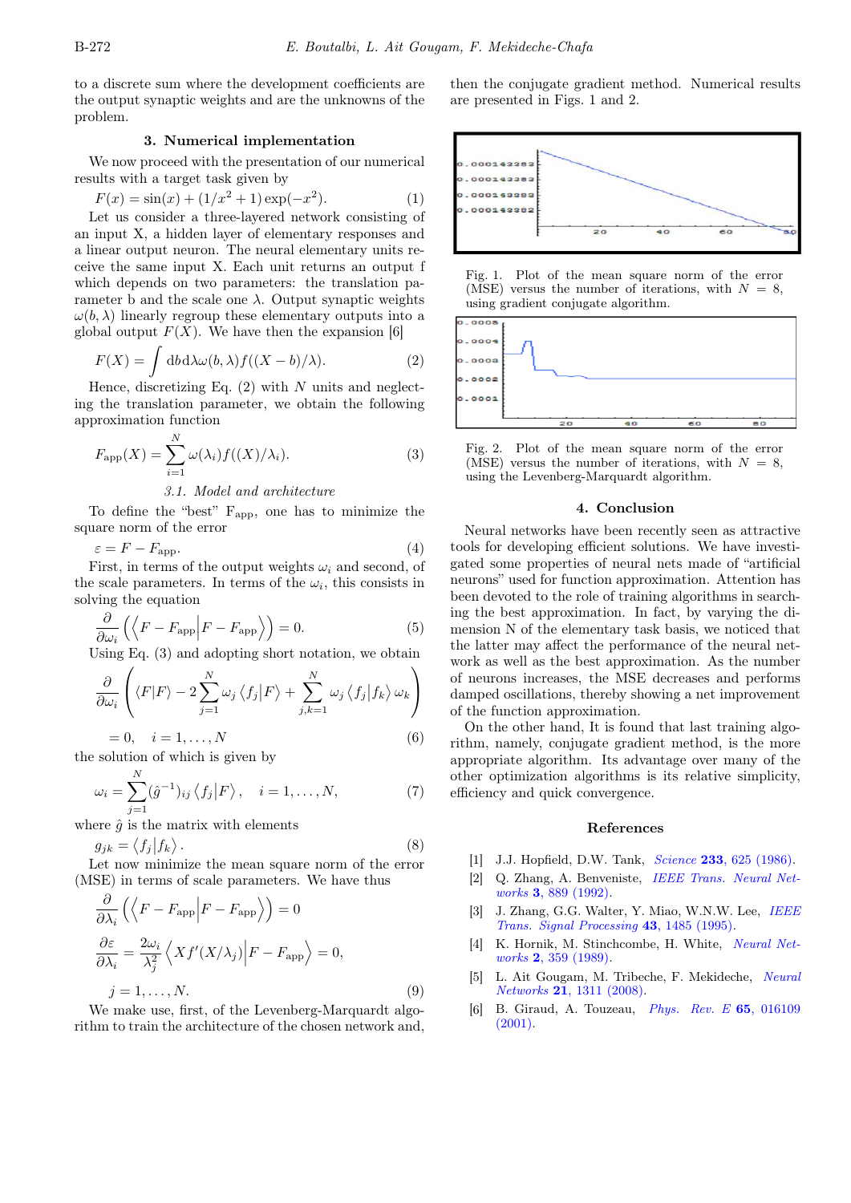to a discrete sum where the development coefficients are the output synaptic weights and are the unknowns of the problem.

## 3. Numerical implementation

We now proceed with the presentation of our numerical results with a target task given by

$$F(x) = \sin(x) + (1/x^2 + 1)\exp(-x^2). \tag{1}$$

Let us consider a three-layered network consisting of an input X, a hidden layer of elementary responses and a linear output neuron. The neural elementary units receive the same input X. Each unit returns an output f which depends on two parameters: the translation parameter b and the scale one $\lambda$. Output synaptic weights $\omega(b, \lambda)$ linearly regroup these elementary outputs into a global output $F(X)$. We have then the expansion [6]

$$F(X) = \int \mathrm{d}b\mathrm{d}\lambda\omega(b,\lambda)f((X-b)/\lambda). \tag{2}$$

Hence, discretizing Eq. (2) with $N$ units and neglecting the translation parameter, we obtain the following approximation function

$$F_{\mathrm{app}}(X) = \sum_{i=1}^{N} \omega(\lambda_i) f((X)/\lambda_i). \tag{3}$$

### 3.1. Model and architecture

To define the "best" $\mathrm{F}_{\mathrm{app}}$, one has to minimize the square norm of the error

$$\varepsilon = F - F_{\mathrm{app}}. \tag{4}$$

First, in terms of the output weights $\omega_i$ and second, of the scale parameters. In terms of the $\omega_i$, this consists in solving the equation

$$\frac{\partial}{\partial \omega_i}\left(\left\langle F - F_{\mathrm{app}} \middle| F - F_{\mathrm{app}} \right\rangle\right) = 0. \tag{5}$$

Using Eq. (3) and adopting short notation, we obtain

$$\frac{\partial}{\partial \omega_i}\left(\langle F|F\rangle - 2\sum_{j=1}^{N}\omega_j \left\langle f_j \middle| F\right\rangle + \sum_{j,k=1}^{N}\omega_j \left\langle f_j \middle| f_k\right\rangle \omega_k\right)$$

$$= 0, \quad i = 1, \ldots, N \tag{6}$$

the solution of which is given by

$$\omega_i = \sum_{j=1}^{N} (\hat{g}^{-1})_{ij} \left\langle f_j \middle| F\right\rangle, \quad i = 1, \ldots, N, \tag{7}$$

where $\hat{g}$ is the matrix with elements

$$g_{jk} = \left\langle f_j \middle| f_k \right\rangle. \tag{8}$$

Let now minimize the mean square norm of the error (MSE) in terms of scale parameters. We have thus

$$\frac{\partial}{\partial \lambda_i}\left(\left\langle F - F_{\mathrm{app}} \middle| F - F_{\mathrm{app}} \right\rangle\right) = 0$$

$$\frac{\partial \varepsilon}{\partial \lambda_i} = \frac{2\omega_i}{\lambda_j^2}\left\langle X f'(X/\lambda_j) \middle| F - F_{\mathrm{app}} \right\rangle = 0,$$

$$j = 1, \ldots, N. \tag{9}$$

We make use, first, of the Levenberg-Marquardt algorithm to train the architecture of the chosen network and, then the conjugate gradient method. Numerical results are presented in Figs. 1 and 2.

0.000143383
0.000143383
0.000143383
0.000143382
20
40
60
80

Fig. 1. Plot of the mean square norm of the error (MSE) versus the number of iterations, with $N = 8$, using gradient conjugate algorithm.

0.0005
0.0004
0.0003
0.0002
0.0001
20
40
60
80

Fig. 2. Plot of the mean square norm of the error (MSE) versus the number of iterations, with $N = 8$, using the Levenberg-Marquardt algorithm.

## 4. Conclusion

Neural networks have been recently seen as attractive tools for developing efficient solutions. We have investigated some properties of neural nets made of "artificial neurons" used for function approximation. Attention has been devoted to the role of training algorithms in searching the best approximation. In fact, by varying the dimension N of the elementary task basis, we noticed that the latter may affect the performance of the neural network as well as the best approximation. As the number of neurons increases, the MSE decreases and performs damped oscillations, thereby showing a net improvement of the function approximation.

On the other hand, It is found that last training algorithm, namely, conjugate gradient method, is the more appropriate algorithm. Its advantage over many of the other optimization algorithms is its relative simplicity, efficiency and quick convergence.

## References

[1] J.J. Hopfield, D.W. Tank, *Science* **233**, 625 (1986).

[2] Q. Zhang, A. Benveniste, *IEEE Trans. Neural Networks* **3**, 889 (1992).

[3] J. Zhang, G.G. Walter, Y. Miao, W.N.W. Lee, *IEEE Trans. Signal Processing* **43**, 1485 (1995).

[4] K. Hornik, M. Stinchcombe, H. White, *Neural Networks* **2**, 359 (1989).

[5] L. Ait Gougam, M. Tribeche, F. Mekideche, *Neural Networks* **21**, 1311 (2008).

[6] B. Giraud, A. Touzeau, *Phys. Rev. E* **65**, 016109 (2001).